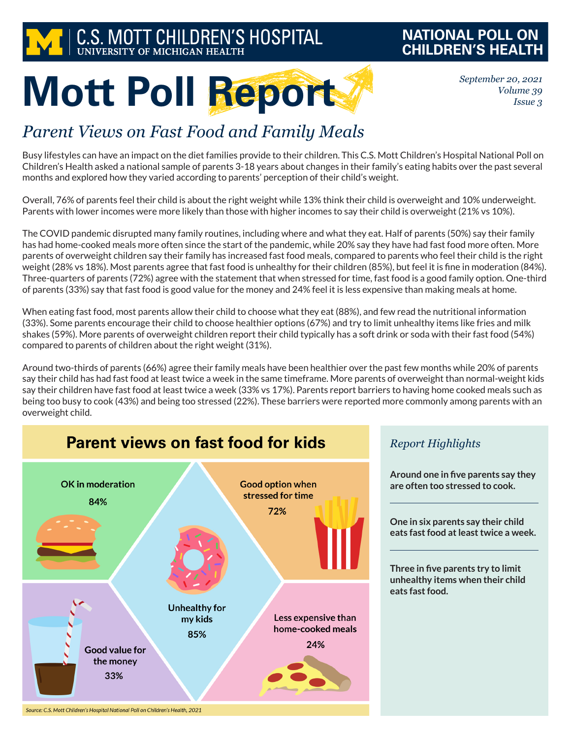C.S. MOTT CHILDREN'S HOSPITAL
UNIVERSITY OF MICHIGAN HEALTH

NATIONAL POLL ON CHILDREN'S HEALTH

# Mott Poll Report

*September 20, 2021*
*Volume 39*
*Issue 3*

## *Parent Views on Fast Food and Family Meals*

Busy lifestyles can have an impact on the diet families provide to their children. This C.S. Mott Children's Hospital National Poll on Children's Health asked a national sample of parents 3-18 years about changes in their family's eating habits over the past several months and explored how they varied according to parents' perception of their child's weight.

Overall, 76% of parents feel their child is about the right weight while 13% think their child is overweight and 10% underweight. Parents with lower incomes were more likely than those with higher incomes to say their child is overweight (21% vs 10%).

The COVID pandemic disrupted many family routines, including where and what they eat. Half of parents (50%) say their family has had home-cooked meals more often since the start of the pandemic, while 20% say they have had fast food more often. More parents of overweight children say their family has increased fast food meals, compared to parents who feel their child is the right weight (28% vs 18%). Most parents agree that fast food is unhealthy for their children (85%), but feel it is fine in moderation (84%). Three-quarters of parents (72%) agree with the statement that when stressed for time, fast food is a good family option. One-third of parents (33%) say that fast food is good value for the money and 24% feel it is less expensive than making meals at home.

When eating fast food, most parents allow their child to choose what they eat (88%), and few read the nutritional information (33%). Some parents encourage their child to choose healthier options (67%) and try to limit unhealthy items like fries and milk shakes (59%). More parents of overweight children report their child typically has a soft drink or soda with their fast food (54%) compared to parents of children about the right weight (31%).

Around two-thirds of parents (66%) agree their family meals have been healthier over the past few months while 20% of parents say their child has had fast food at least twice a week in the same timeframe. More parents of overweight than normal-weight kids say their children have fast food at least twice a week (33% vs 17%). Parents report barriers to having home cooked meals such as being too busy to cook (43%) and being too stressed (22%). These barriers were reported more commonly among parents with an overweight child.

### Parent views on fast food for kids

- OK in moderation: 84%
- Good option when stressed for time: 72%
- Unhealthy for my kids: 85%
- Good value for the money: 33%
- Less expensive than home-cooked meals: 24%

*Source: C.S. Mott Children's Hospital National Poll on Children's Health, 2021*

### *Report Highlights*

**Around one in five parents say they are often too stressed to cook.**

**One in six parents say their child eats fast food at least twice a week.**

**Three in five parents try to limit unhealthy items when their child eats fast food.**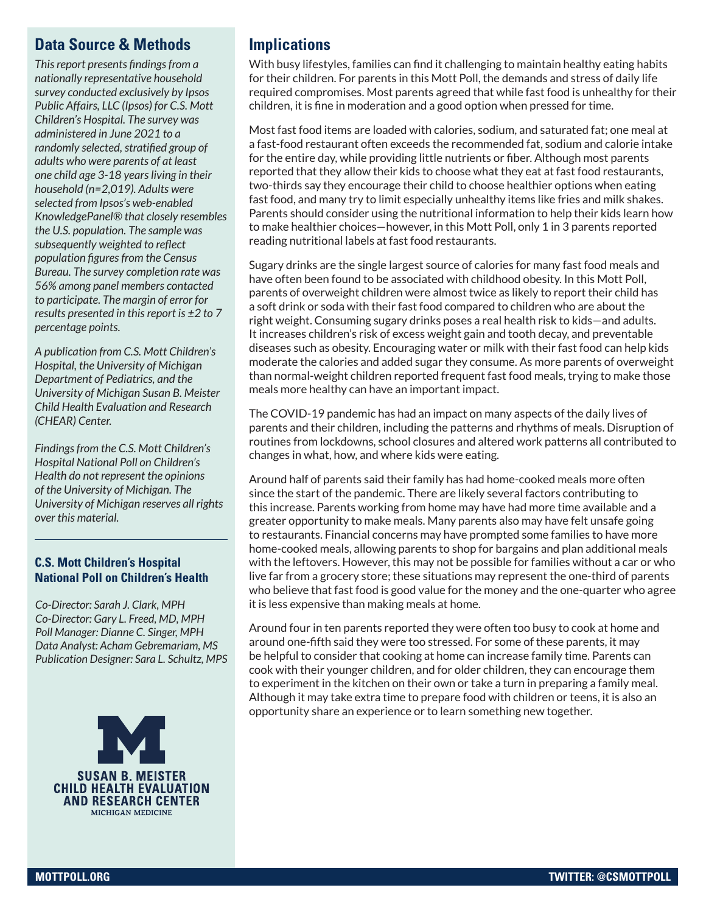## Data Source & Methods

*This report presents findings from a nationally representative household survey conducted exclusively by Ipsos Public Affairs, LLC (Ipsos) for C.S. Mott Children's Hospital. The survey was administered in June 2021 to a randomly selected, stratified group of adults who were parents of at least one child age 3-18 years living in their household (n=2,019). Adults were selected from Ipsos's web-enabled KnowledgePanel® that closely resembles the U.S. population. The sample was subsequently weighted to reflect population figures from the Census Bureau. The survey completion rate was 56% among panel members contacted to participate. The margin of error for results presented in this report is ±2 to 7 percentage points.*

*A publication from C.S. Mott Children's Hospital, the University of Michigan Department of Pediatrics, and the University of Michigan Susan B. Meister Child Health Evaluation and Research (CHEAR) Center.*

*Findings from the C.S. Mott Children's Hospital National Poll on Children's Health do not represent the opinions of the University of Michigan. The University of Michigan reserves all rights over this material.*

### C.S. Mott Children's Hospital National Poll on Children's Health

*Co-Director: Sarah J. Clark, MPH*
*Co-Director: Gary L. Freed, MD, MPH*
*Poll Manager: Dianne C. Singer, MPH*
*Data Analyst: Acham Gebremariam, MS*
*Publication Designer: Sara L. Schultz, MPS*

SUSAN B. MEISTER CHILD HEALTH EVALUATION AND RESEARCH CENTER
MICHIGAN MEDICINE

## Implications

With busy lifestyles, families can find it challenging to maintain healthy eating habits for their children. For parents in this Mott Poll, the demands and stress of daily life required compromises. Most parents agreed that while fast food is unhealthy for their children, it is fine in moderation and a good option when pressed for time.

Most fast food items are loaded with calories, sodium, and saturated fat; one meal at a fast-food restaurant often exceeds the recommended fat, sodium and calorie intake for the entire day, while providing little nutrients or fiber. Although most parents reported that they allow their kids to choose what they eat at fast food restaurants, two-thirds say they encourage their child to choose healthier options when eating fast food, and many try to limit especially unhealthy items like fries and milk shakes. Parents should consider using the nutritional information to help their kids learn how to make healthier choices—however, in this Mott Poll, only 1 in 3 parents reported reading nutritional labels at fast food restaurants.

Sugary drinks are the single largest source of calories for many fast food meals and have often been found to be associated with childhood obesity. In this Mott Poll, parents of overweight children were almost twice as likely to report their child has a soft drink or soda with their fast food compared to children who are about the right weight. Consuming sugary drinks poses a real health risk to kids—and adults. It increases children's risk of excess weight gain and tooth decay, and preventable diseases such as obesity. Encouraging water or milk with their fast food can help kids moderate the calories and added sugar they consume. As more parents of overweight than normal-weight children reported frequent fast food meals, trying to make those meals more healthy can have an important impact.

The COVID-19 pandemic has had an impact on many aspects of the daily lives of parents and their children, including the patterns and rhythms of meals. Disruption of routines from lockdowns, school closures and altered work patterns all contributed to changes in what, how, and where kids were eating.

Around half of parents said their family has had home-cooked meals more often since the start of the pandemic. There are likely several factors contributing to this increase. Parents working from home may have had more time available and a greater opportunity to make meals. Many parents also may have felt unsafe going to restaurants. Financial concerns may have prompted some families to have more home-cooked meals, allowing parents to shop for bargains and plan additional meals with the leftovers. However, this may not be possible for families without a car or who live far from a grocery store; these situations may represent the one-third of parents who believe that fast food is good value for the money and the one-quarter who agree it is less expensive than making meals at home.

Around four in ten parents reported they were often too busy to cook at home and around one-fifth said they were too stressed. For some of these parents, it may be helpful to consider that cooking at home can increase family time. Parents can cook with their younger children, and for older children, they can encourage them to experiment in the kitchen on their own or take a turn in preparing a family meal. Although it may take extra time to prepare food with children or teens, it is also an opportunity share an experience or to learn something new together.

MOTTPOLL.ORG

TWITTER: @CSMOTTPOLL